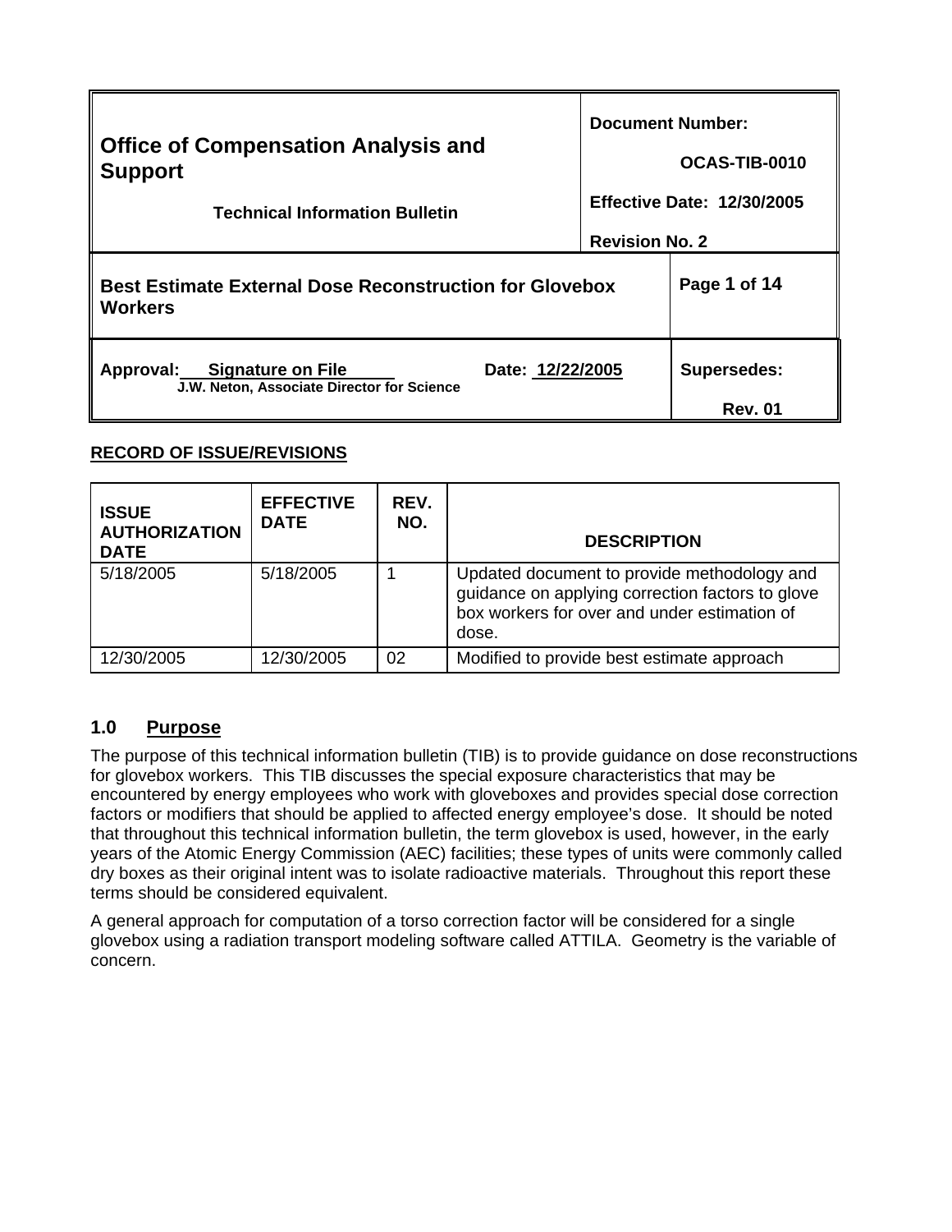| Office of Compensation Analysis and Support<br><br>Technical Information Bulletin | Document Number:<br><br>OCAS-TIB-0010<br><br>Effective Date: 12/30/2005<br><br>Revision No. 2 |
|---|---|
| **Best Estimate External Dose Reconstruction for Glovebox Workers** | Page 1 of 14 |
| Approval: Signature on File Date: 12/22/2005<br>J.W. Neton, Associate Director for Science | Supersedes:<br><br>Rev. 01 |

**RECORD OF ISSUE/REVISIONS**

| ISSUE AUTHORIZATION DATE | EFFECTIVE DATE | REV. NO. | DESCRIPTION |
|---|---|---|---|
| 5/18/2005 | 5/18/2005 | 1 | Updated document to provide methodology and guidance on applying correction factors to glove box workers for over and under estimation of dose. |
| 12/30/2005 | 12/30/2005 | 02 | Modified to provide best estimate approach |

## 1.0 Purpose

The purpose of this technical information bulletin (TIB) is to provide guidance on dose reconstructions for glovebox workers. This TIB discusses the special exposure characteristics that may be encountered by energy employees who work with gloveboxes and provides special dose correction factors or modifiers that should be applied to affected energy employee's dose. It should be noted that throughout this technical information bulletin, the term glovebox is used, however, in the early years of the Atomic Energy Commission (AEC) facilities; these types of units were commonly called dry boxes as their original intent was to isolate radioactive materials. Throughout this report these terms should be considered equivalent.

A general approach for computation of a torso correction factor will be considered for a single glovebox using a radiation transport modeling software called ATTILA. Geometry is the variable of concern.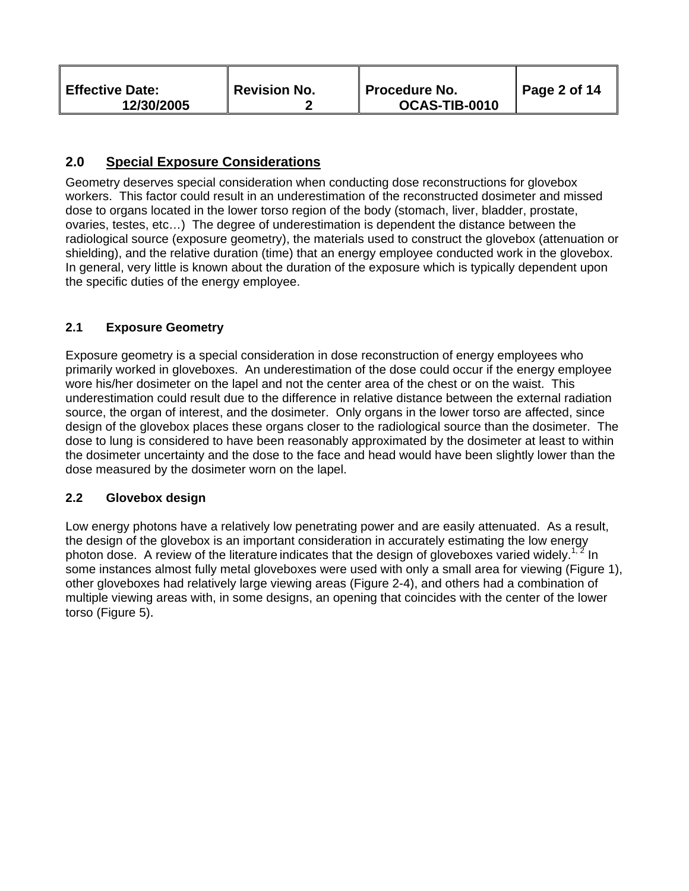## 2.0 Special Exposure Considerations

Geometry deserves special consideration when conducting dose reconstructions for glovebox workers. This factor could result in an underestimation of the reconstructed dosimeter and missed dose to organs located in the lower torso region of the body (stomach, liver, bladder, prostate, ovaries, testes, etc…) The degree of underestimation is dependent the distance between the radiological source (exposure geometry), the materials used to construct the glovebox (attenuation or shielding), and the relative duration (time) that an energy employee conducted work in the glovebox. In general, very little is known about the duration of the exposure which is typically dependent upon the specific duties of the energy employee.

### 2.1 Exposure Geometry

Exposure geometry is a special consideration in dose reconstruction of energy employees who primarily worked in gloveboxes. An underestimation of the dose could occur if the energy employee wore his/her dosimeter on the lapel and not the center area of the chest or on the waist. This underestimation could result due to the difference in relative distance between the external radiation source, the organ of interest, and the dosimeter. Only organs in the lower torso are affected, since design of the glovebox places these organs closer to the radiological source than the dosimeter. The dose to lung is considered to have been reasonably approximated by the dosimeter at least to within the dosimeter uncertainty and the dose to the face and head would have been slightly lower than the dose measured by the dosimeter worn on the lapel.

### 2.2 Glovebox design

Low energy photons have a relatively low penetrating power and are easily attenuated. As a result, the design of the glovebox is an important consideration in accurately estimating the low energy photon dose. A review of the literature indicates that the design of gloveboxes varied widely.[1, 2] In some instances almost fully metal gloveboxes were used with only a small area for viewing (Figure 1), other gloveboxes had relatively large viewing areas (Figure 2-4), and others had a combination of multiple viewing areas with, in some designs, an opening that coincides with the center of the lower torso (Figure 5).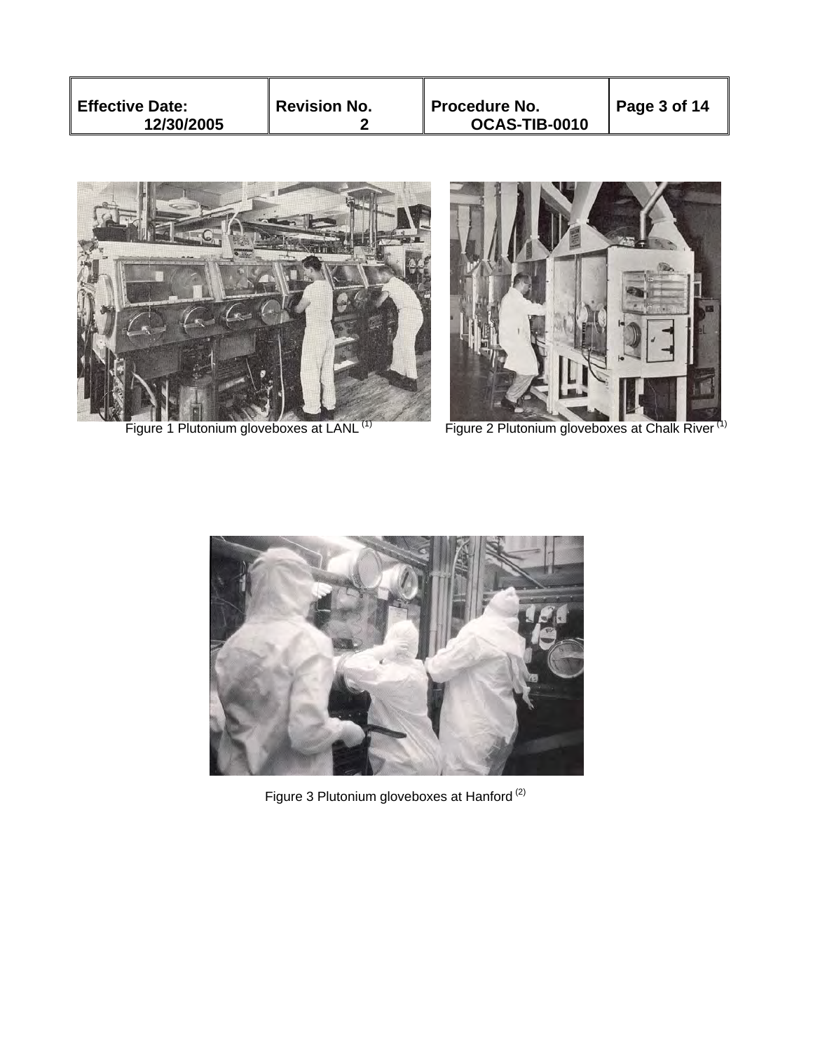Figure 1 Plutonium gloveboxes at LANL [(1)]

Figure 2 Plutonium gloveboxes at Chalk River [(1)]

Figure 3 Plutonium gloveboxes at Hanford [(2)]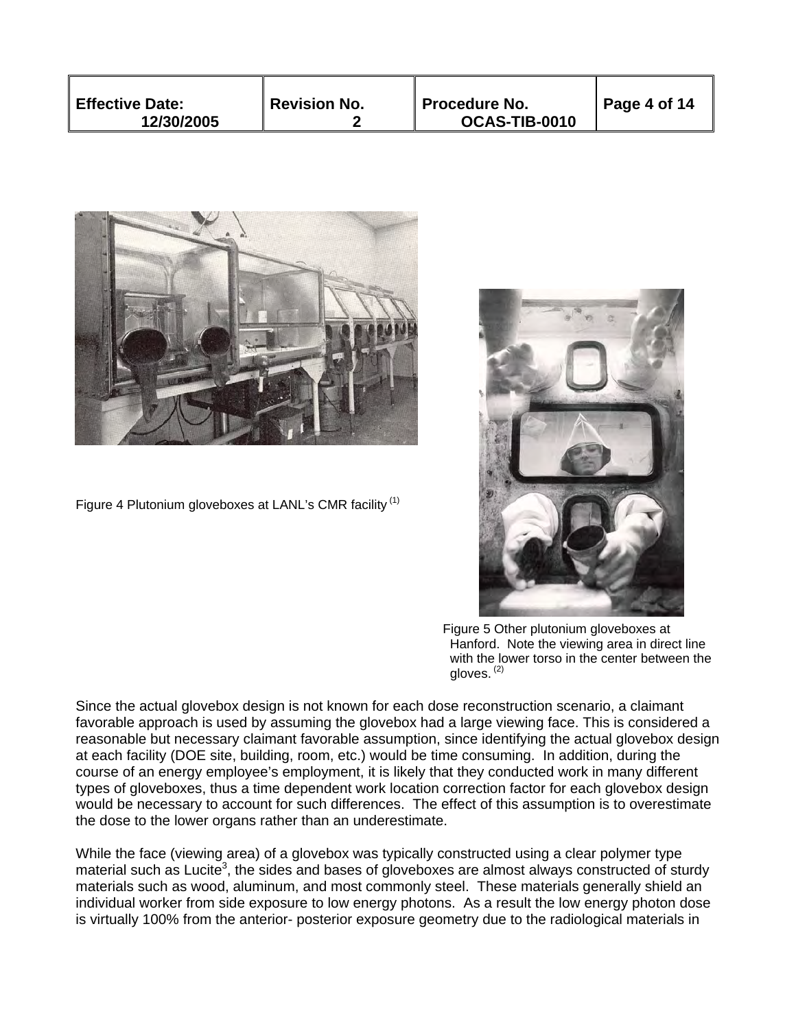Figure 4 Plutonium gloveboxes at LANL's CMR facility [1]

Figure 5 Other plutonium gloveboxes at Hanford. Note the viewing area in direct line with the lower torso in the center between the gloves. [2]

Since the actual glovebox design is not known for each dose reconstruction scenario, a claimant favorable approach is used by assuming the glovebox had a large viewing face. This is considered a reasonable but necessary claimant favorable assumption, since identifying the actual glovebox design at each facility (DOE site, building, room, etc.) would be time consuming. In addition, during the course of an energy employee's employment, it is likely that they conducted work in many different types of gloveboxes, thus a time dependent work location correction factor for each glovebox design would be necessary to account for such differences. The effect of this assumption is to overestimate the dose to the lower organs rather than an underestimate.

While the face (viewing area) of a glovebox was typically constructed using a clear polymer type material such as Lucite[3], the sides and bases of gloveboxes are almost always constructed of sturdy materials such as wood, aluminum, and most commonly steel. These materials generally shield an individual worker from side exposure to low energy photons. As a result the low energy photon dose is virtually 100% from the anterior- posterior exposure geometry due to the radiological materials in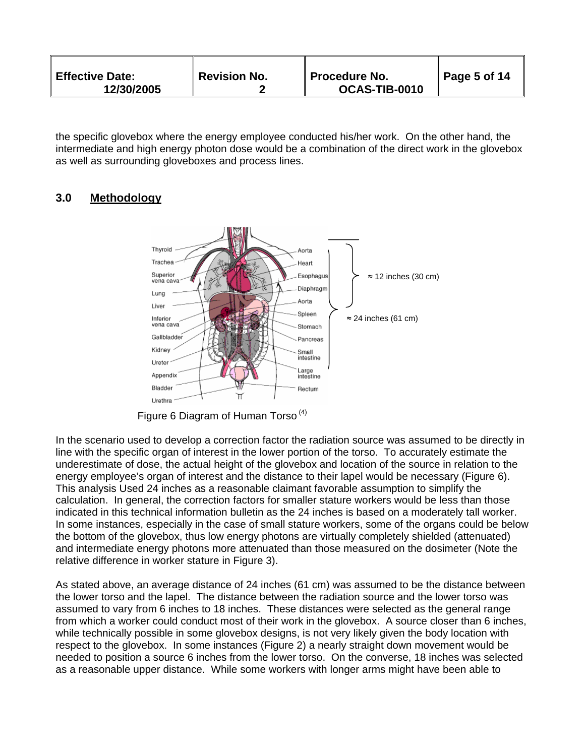the specific glovebox where the energy employee conducted his/her work. On the other hand, the intermediate and high energy photon dose would be a combination of the direct work in the glovebox as well as surrounding gloveboxes and process lines.

## 3.0 Methodology

Figure 6 Diagram of Human Torso [4]

In the scenario used to develop a correction factor the radiation source was assumed to be directly in line with the specific organ of interest in the lower portion of the torso. To accurately estimate the underestimate of dose, the actual height of the glovebox and location of the source in relation to the energy employee's organ of interest and the distance to their lapel would be necessary (Figure 6). This analysis Used 24 inches as a reasonable claimant favorable assumption to simplify the calculation. In general, the correction factors for smaller stature workers would be less than those indicated in this technical information bulletin as the 24 inches is based on a moderately tall worker. In some instances, especially in the case of small stature workers, some of the organs could be below the bottom of the glovebox, thus low energy photons are virtually completely shielded (attenuated) and intermediate energy photons more attenuated than those measured on the dosimeter (Note the relative difference in worker stature in Figure 3).

As stated above, an average distance of 24 inches (61 cm) was assumed to be the distance between the lower torso and the lapel. The distance between the radiation source and the lower torso was assumed to vary from 6 inches to 18 inches. These distances were selected as the general range from which a worker could conduct most of their work in the glovebox. A source closer than 6 inches, while technically possible in some glovebox designs, is not very likely given the body location with respect to the glovebox. In some instances (Figure 2) a nearly straight down movement would be needed to position a source 6 inches from the lower torso. On the converse, 18 inches was selected as a reasonable upper distance. While some workers with longer arms might have been able to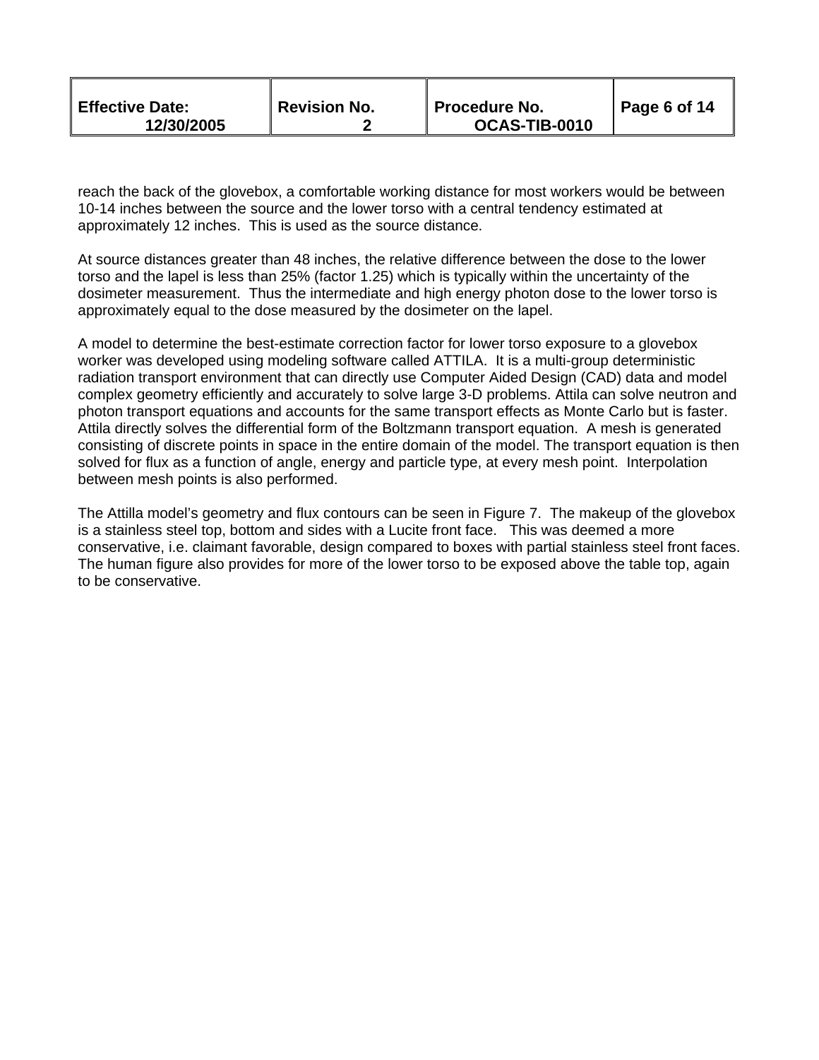reach the back of the glovebox, a comfortable working distance for most workers would be between 10-14 inches between the source and the lower torso with a central tendency estimated at approximately 12 inches. This is used as the source distance.

At source distances greater than 48 inches, the relative difference between the dose to the lower torso and the lapel is less than 25% (factor 1.25) which is typically within the uncertainty of the dosimeter measurement. Thus the intermediate and high energy photon dose to the lower torso is approximately equal to the dose measured by the dosimeter on the lapel.

A model to determine the best-estimate correction factor for lower torso exposure to a glovebox worker was developed using modeling software called ATTILA. It is a multi-group deterministic radiation transport environment that can directly use Computer Aided Design (CAD) data and model complex geometry efficiently and accurately to solve large 3-D problems. Attila can solve neutron and photon transport equations and accounts for the same transport effects as Monte Carlo but is faster. Attila directly solves the differential form of the Boltzmann transport equation. A mesh is generated consisting of discrete points in space in the entire domain of the model. The transport equation is then solved for flux as a function of angle, energy and particle type, at every mesh point. Interpolation between mesh points is also performed.

The Attilla model's geometry and flux contours can be seen in Figure 7. The makeup of the glovebox is a stainless steel top, bottom and sides with a Lucite front face. This was deemed a more conservative, i.e. claimant favorable, design compared to boxes with partial stainless steel front faces. The human figure also provides for more of the lower torso to be exposed above the table top, again to be conservative.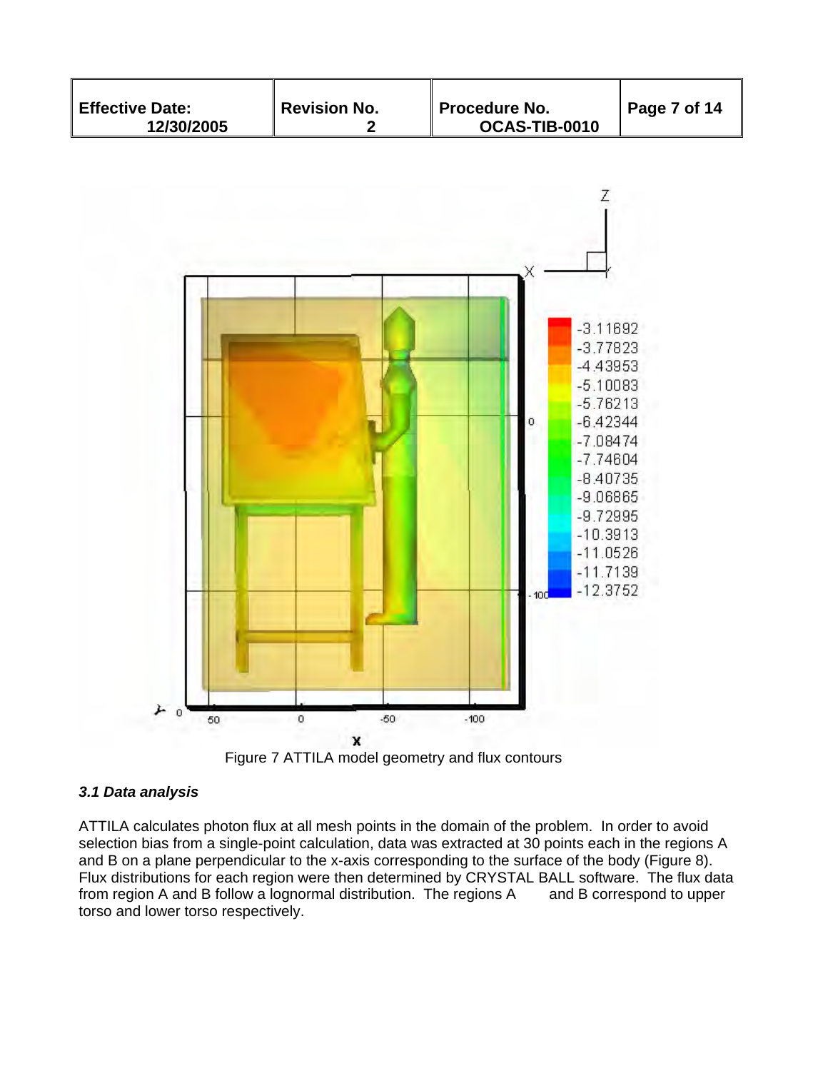Figure 7 ATTILA model geometry and flux contours

### *3.1 Data analysis*

ATTILA calculates photon flux at all mesh points in the domain of the problem. In order to avoid selection bias from a single-point calculation, data was extracted at 30 points each in the regions A and B on a plane perpendicular to the x-axis corresponding to the surface of the body (Figure 8). Flux distributions for each region were then determined by CRYSTAL BALL software. The flux data from region A and B follow a lognormal distribution. The regions A and B correspond to upper torso and lower torso respectively.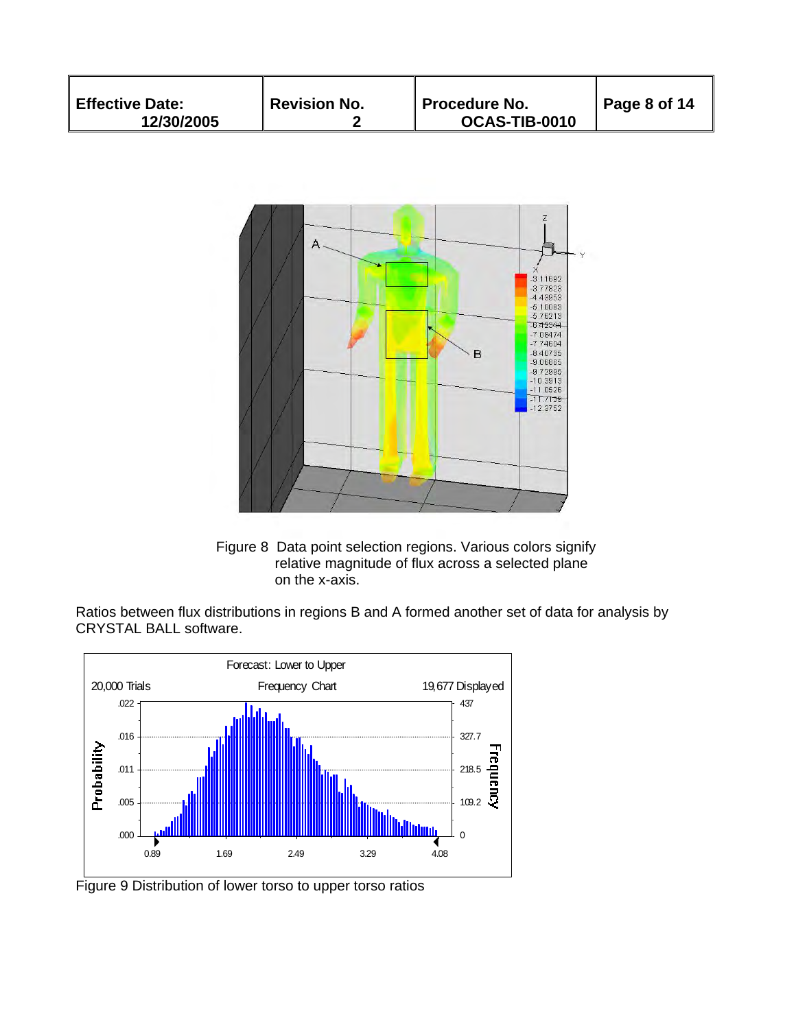Figure 8  Data point selection regions. Various colors signify relative magnitude of flux across a selected plane on the x-axis.

Ratios between flux distributions in regions B and A formed another set of data for analysis by CRYSTAL BALL software.

Figure 9 Distribution of lower torso to upper torso ratios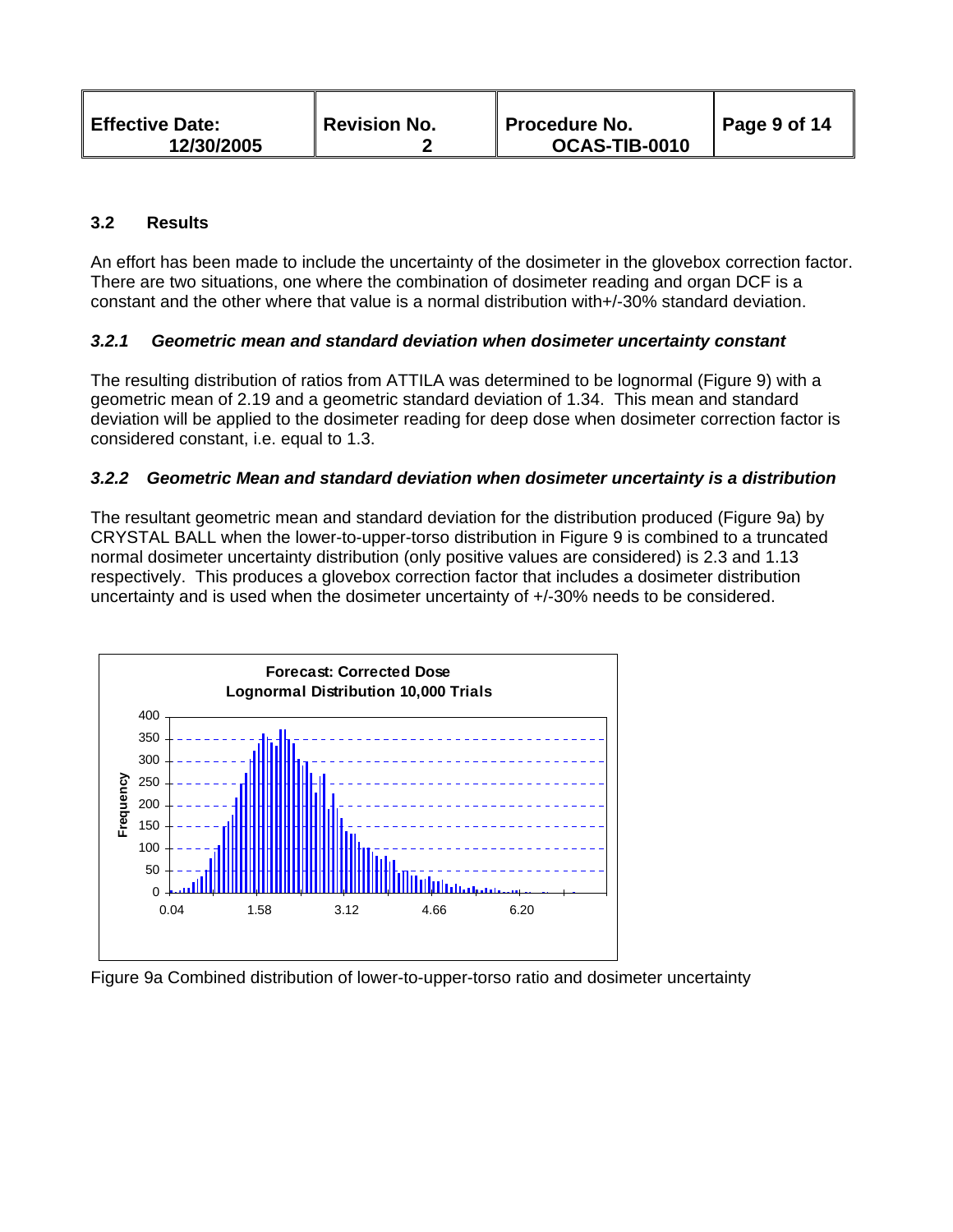### 3.2 Results

An effort has been made to include the uncertainty of the dosimeter in the glovebox correction factor. There are two situations, one where the combination of dosimeter reading and organ DCF is a constant and the other where that value is a normal distribution with+/-30% standard deviation.

#### *3.2.1 Geometric mean and standard deviation when dosimeter uncertainty constant*

The resulting distribution of ratios from ATTILA was determined to be lognormal (Figure 9) with a geometric mean of 2.19 and a geometric standard deviation of 1.34. This mean and standard deviation will be applied to the dosimeter reading for deep dose when dosimeter correction factor is considered constant, i.e. equal to 1.3.

#### *3.2.2 Geometric Mean and standard deviation when dosimeter uncertainty is a distribution*

The resultant geometric mean and standard deviation for the distribution produced (Figure 9a) by CRYSTAL BALL when the lower-to-upper-torso distribution in Figure 9 is combined to a truncated normal dosimeter uncertainty distribution (only positive values are considered) is 2.3 and 1.13 respectively. This produces a glovebox correction factor that includes a dosimeter distribution uncertainty and is used when the dosimeter uncertainty of +/-30% needs to be considered.

Forecast: Corrected Dose
Lognormal Distribution 10,000 Trials

Figure 9a Combined distribution of lower-to-upper-torso ratio and dosimeter uncertainty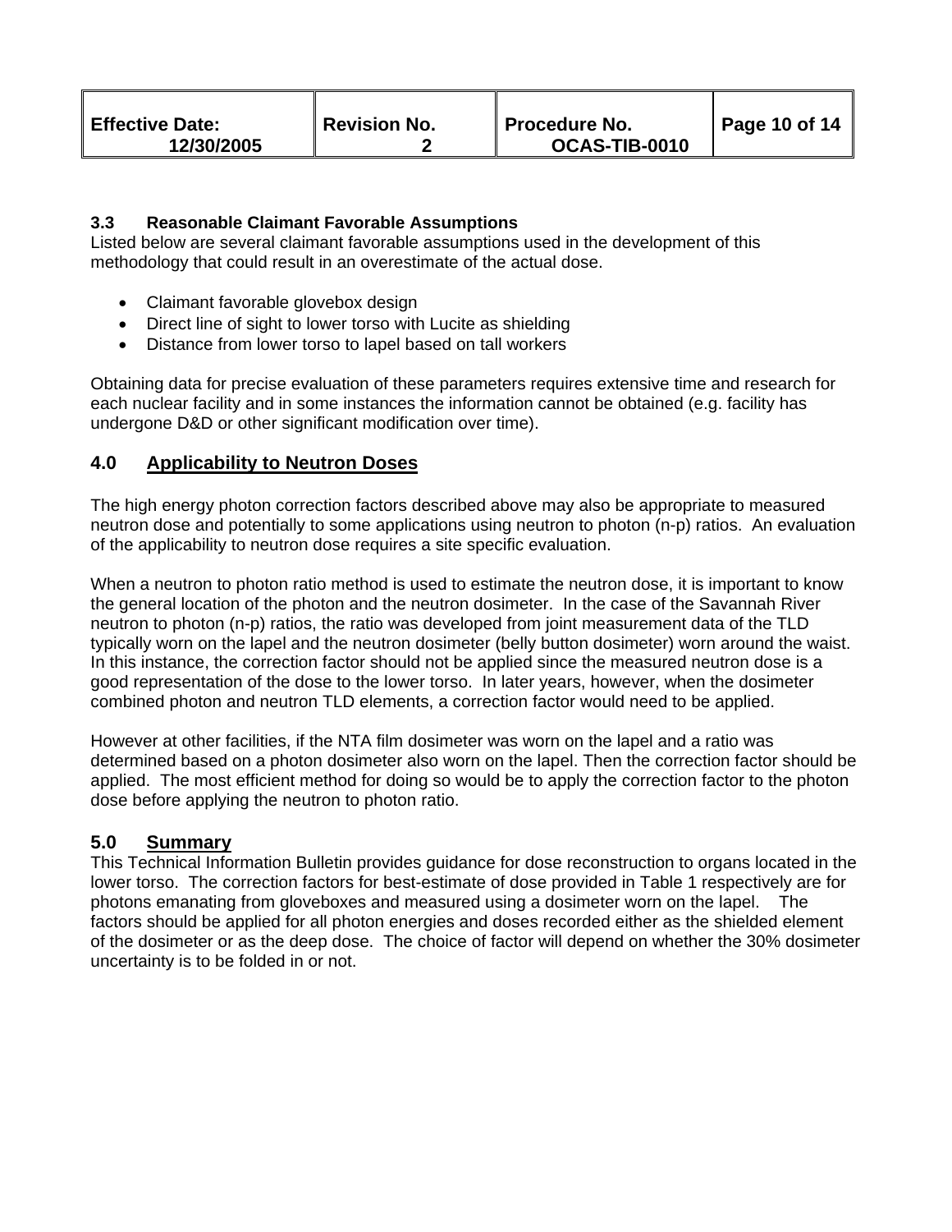### 3.3 Reasonable Claimant Favorable Assumptions

Listed below are several claimant favorable assumptions used in the development of this methodology that could result in an overestimate of the actual dose.

- Claimant favorable glovebox design
- Direct line of sight to lower torso with Lucite as shielding
- Distance from lower torso to lapel based on tall workers

Obtaining data for precise evaluation of these parameters requires extensive time and research for each nuclear facility and in some instances the information cannot be obtained (e.g. facility has undergone D&D or other significant modification over time).

## 4.0 Applicability to Neutron Doses

The high energy photon correction factors described above may also be appropriate to measured neutron dose and potentially to some applications using neutron to photon (n-p) ratios. An evaluation of the applicability to neutron dose requires a site specific evaluation.

When a neutron to photon ratio method is used to estimate the neutron dose, it is important to know the general location of the photon and the neutron dosimeter. In the case of the Savannah River neutron to photon (n-p) ratios, the ratio was developed from joint measurement data of the TLD typically worn on the lapel and the neutron dosimeter (belly button dosimeter) worn around the waist. In this instance, the correction factor should not be applied since the measured neutron dose is a good representation of the dose to the lower torso. In later years, however, when the dosimeter combined photon and neutron TLD elements, a correction factor would need to be applied.

However at other facilities, if the NTA film dosimeter was worn on the lapel and a ratio was determined based on a photon dosimeter also worn on the lapel. Then the correction factor should be applied. The most efficient method for doing so would be to apply the correction factor to the photon dose before applying the neutron to photon ratio.

## 5.0 Summary

This Technical Information Bulletin provides guidance for dose reconstruction to organs located in the lower torso. The correction factors for best-estimate of dose provided in Table 1 respectively are for photons emanating from gloveboxes and measured using a dosimeter worn on the lapel. The factors should be applied for all photon energies and doses recorded either as the shielded element of the dosimeter or as the deep dose. The choice of factor will depend on whether the 30% dosimeter uncertainty is to be folded in or not.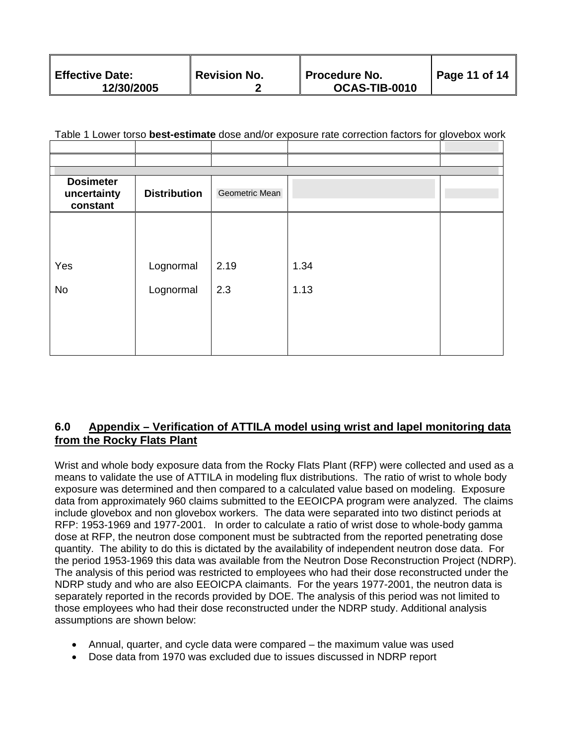Table 1 Lower torso **best-estimate** dose and/or exposure rate correction factors for glovebox work

| Dosimeter uncertainty constant | Distribution | Geometric Mean | | |
|---|---|---|---|---|
| Yes | Lognormal | 2.19 | 1.34 | |
| No | Lognormal | 2.3 | 1.13 | |

## 6.0 Appendix – Verification of ATTILA model using wrist and lapel monitoring data from the Rocky Flats Plant

Wrist and whole body exposure data from the Rocky Flats Plant (RFP) were collected and used as a means to validate the use of ATTILA in modeling flux distributions. The ratio of wrist to whole body exposure was determined and then compared to a calculated value based on modeling. Exposure data from approximately 960 claims submitted to the EEOICPA program were analyzed. The claims include glovebox and non glovebox workers. The data were separated into two distinct periods at RFP: 1953-1969 and 1977-2001. In order to calculate a ratio of wrist dose to whole-body gamma dose at RFP, the neutron dose component must be subtracted from the reported penetrating dose quantity. The ability to do this is dictated by the availability of independent neutron dose data. For the period 1953-1969 this data was available from the Neutron Dose Reconstruction Project (NDRP). The analysis of this period was restricted to employees who had their dose reconstructed under the NDRP study and who are also EEOICPA claimants. For the years 1977-2001, the neutron data is separately reported in the records provided by DOE. The analysis of this period was not limited to those employees who had their dose reconstructed under the NDRP study. Additional analysis assumptions are shown below:

- Annual, quarter, and cycle data were compared – the maximum value was used
- Dose data from 1970 was excluded due to issues discussed in NDRP report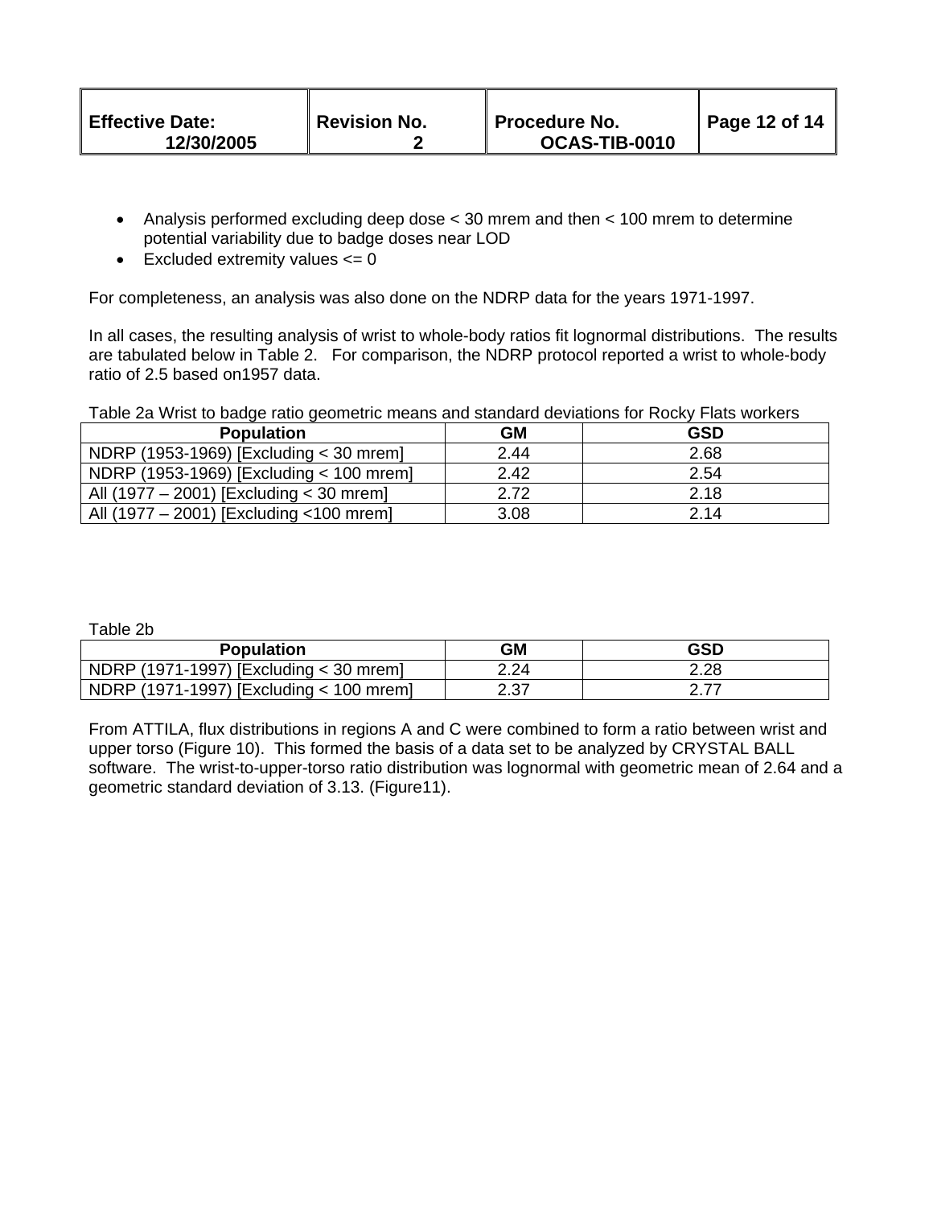- Analysis performed excluding deep dose < 30 mrem and then < 100 mrem to determine potential variability due to badge doses near LOD
- Excluded extremity values <= 0

For completeness, an analysis was also done on the NDRP data for the years 1971-1997.

In all cases, the resulting analysis of wrist to whole-body ratios fit lognormal distributions. The results are tabulated below in Table 2. For comparison, the NDRP protocol reported a wrist to whole-body ratio of 2.5 based on1957 data.

Table 2a Wrist to badge ratio geometric means and standard deviations for Rocky Flats workers

| Population | GM | GSD |
|---|---|---|
| NDRP (1953-1969) [Excluding < 30 mrem] | 2.44 | 2.68 |
| NDRP (1953-1969) [Excluding < 100 mrem] | 2.42 | 2.54 |
| All (1977 – 2001) [Excluding < 30 mrem] | 2.72 | 2.18 |
| All (1977 – 2001) [Excluding <100 mrem] | 3.08 | 2.14 |

Table 2b

| Population | GM | GSD |
|---|---|---|
| NDRP (1971-1997) [Excluding < 30 mrem] | 2.24 | 2.28 |
| NDRP (1971-1997) [Excluding < 100 mrem] | 2.37 | 2.77 |

From ATTILA, flux distributions in regions A and C were combined to form a ratio between wrist and upper torso (Figure 10). This formed the basis of a data set to be analyzed by CRYSTAL BALL software. The wrist-to-upper-torso ratio distribution was lognormal with geometric mean of 2.64 and a geometric standard deviation of 3.13. (Figure11).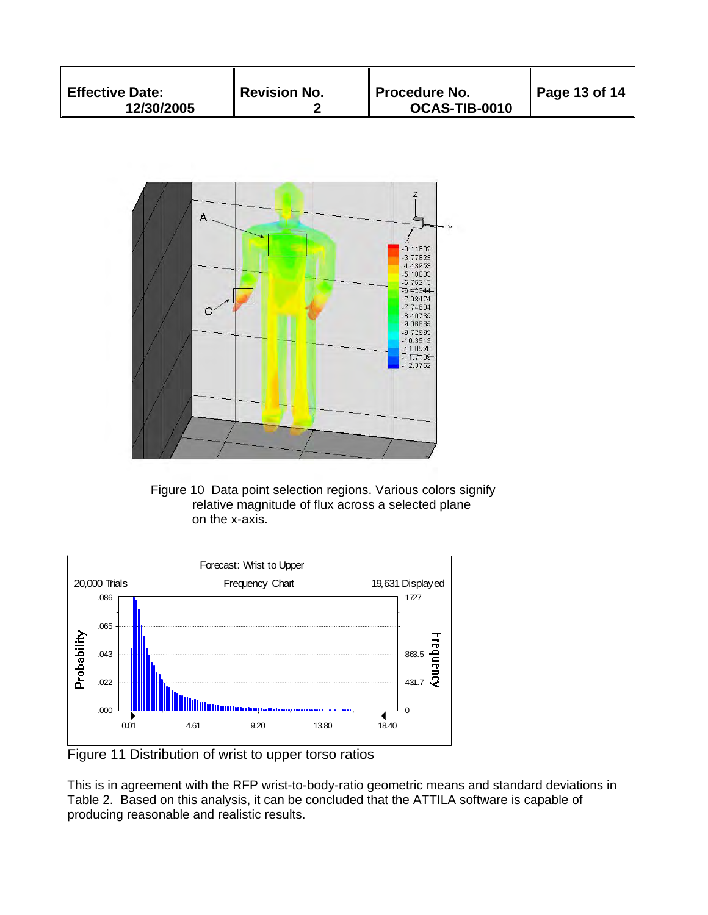Figure 10 Data point selection regions. Various colors signify relative magnitude of flux across a selected plane on the x-axis.

Figure 11 Distribution of wrist to upper torso ratios

This is in agreement with the RFP wrist-to-body-ratio geometric means and standard deviations in Table 2. Based on this analysis, it can be concluded that the ATTILA software is capable of producing reasonable and realistic results.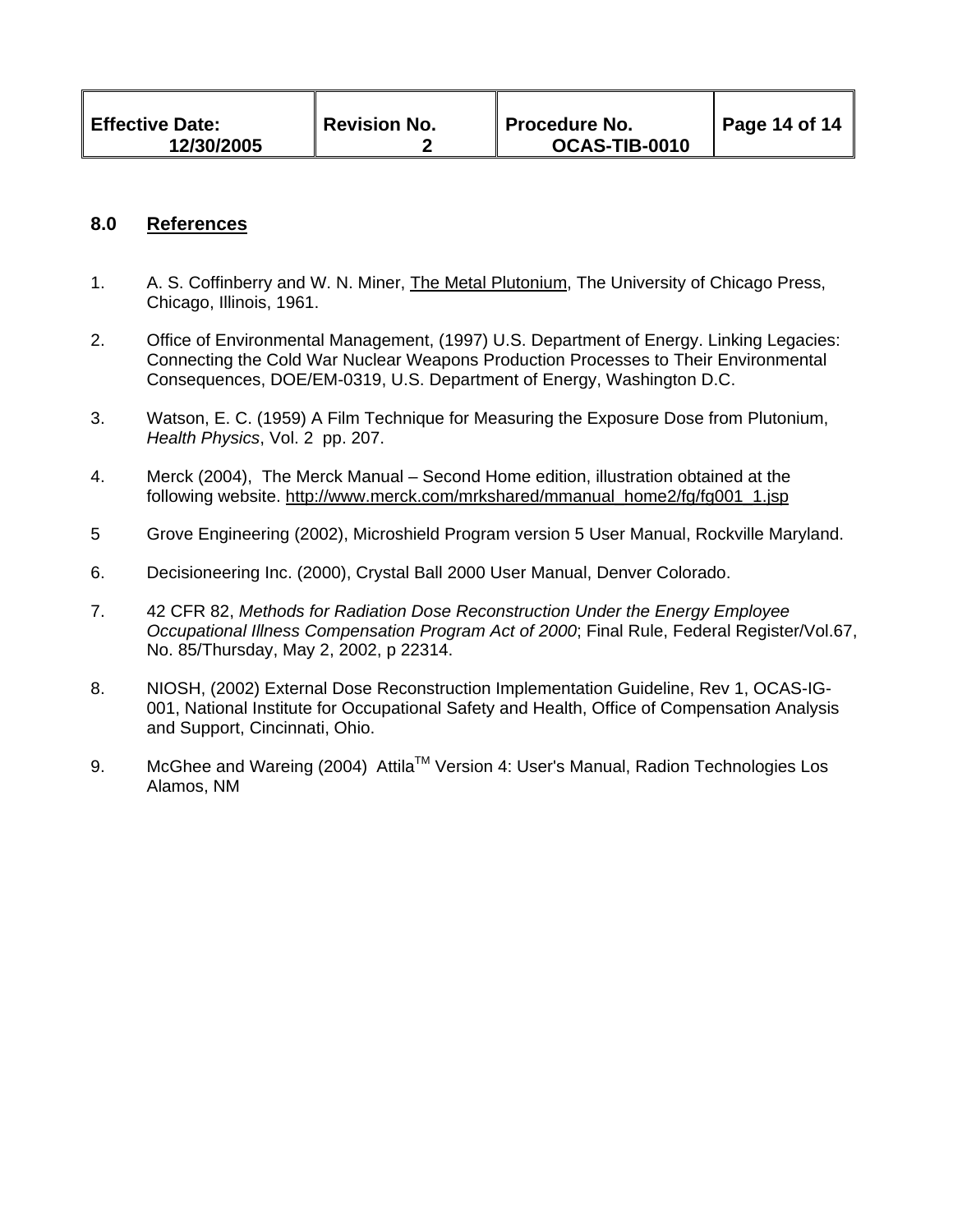## 8.0 References

1. A. S. Coffinberry and W. N. Miner, The Metal Plutonium, The University of Chicago Press, Chicago, Illinois, 1961.

2. Office of Environmental Management, (1997) U.S. Department of Energy. Linking Legacies: Connecting the Cold War Nuclear Weapons Production Processes to Their Environmental Consequences, DOE/EM-0319, U.S. Department of Energy, Washington D.C.

3. Watson, E. C. (1959) A Film Technique for Measuring the Exposure Dose from Plutonium, *Health Physics*, Vol. 2 pp. 207.

4. Merck (2004), The Merck Manual – Second Home edition, illustration obtained at the following website. http://www.merck.com/mrkshared/mmanual_home2/fg/fg001_1.jsp

5 Grove Engineering (2002), Microshield Program version 5 User Manual, Rockville Maryland.

6. Decisioneering Inc. (2000), Crystal Ball 2000 User Manual, Denver Colorado.

7. 42 CFR 82, *Methods for Radiation Dose Reconstruction Under the Energy Employee Occupational Illness Compensation Program Act of 2000*; Final Rule, Federal Register/Vol.67, No. 85/Thursday, May 2, 2002, p 22314.

8. NIOSH, (2002) External Dose Reconstruction Implementation Guideline, Rev 1, OCAS-IG-001, National Institute for Occupational Safety and Health, Office of Compensation Analysis and Support, Cincinnati, Ohio.

9. McGhee and Wareing (2004) Attila™ Version 4: User's Manual, Radion Technologies Los Alamos, NM